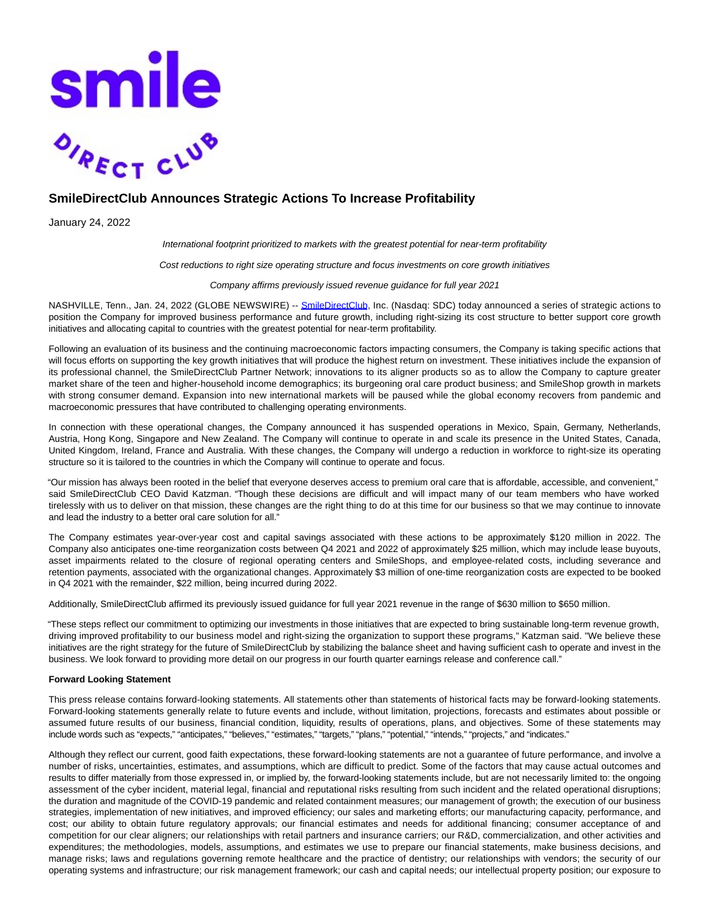# SmileDirectClub Announces Strategic Actions To Increase Profitability

January 24, 2022

*International footprint prioritized to markets with the greatest potential for near-term profitability*

*Cost reductions to right size operating structure and focus investments on core growth initiatives*

*Company affirms previously issued revenue guidance for full year 2021*

NASHVILLE, Tenn., Jan. 24, 2022 (GLOBE NEWSWIRE) -- SmileDirectClub, Inc. (Nasdaq: SDC) today announced a series of strategic actions to position the Company for improved business performance and future growth, including right-sizing its cost structure to better support core growth initiatives and allocating capital to countries with the greatest potential for near-term profitability.

Following an evaluation of its business and the continuing macroeconomic factors impacting consumers, the Company is taking specific actions that will focus efforts on supporting the key growth initiatives that will produce the highest return on investment. These initiatives include the expansion of its professional channel, the SmileDirectClub Partner Network; innovations to its aligner products so as to allow the Company to capture greater market share of the teen and higher-household income demographics; its burgeoning oral care product business; and SmileShop growth in markets with strong consumer demand. Expansion into new international markets will be paused while the global economy recovers from pandemic and macroeconomic pressures that have contributed to challenging operating environments.

In connection with these operational changes, the Company announced it has suspended operations in Mexico, Spain, Germany, Netherlands, Austria, Hong Kong, Singapore and New Zealand. The Company will continue to operate in and scale its presence in the United States, Canada, United Kingdom, Ireland, France and Australia. With these changes, the Company will undergo a reduction in workforce to right-size its operating structure so it is tailored to the countries in which the Company will continue to operate and focus.

"Our mission has always been rooted in the belief that everyone deserves access to premium oral care that is affordable, accessible, and convenient," said SmileDirectClub CEO David Katzman. "Though these decisions are difficult and will impact many of our team members who have worked tirelessly with us to deliver on that mission, these changes are the right thing to do at this time for our business so that we may continue to innovate and lead the industry to a better oral care solution for all."

The Company estimates year-over-year cost and capital savings associated with these actions to be approximately $120 million in 2022. The Company also anticipates one-time reorganization costs between Q4 2021 and 2022 of approximately $25 million, which may include lease buyouts, asset impairments related to the closure of regional operating centers and SmileShops, and employee-related costs, including severance and retention payments, associated with the organizational changes. Approximately $3 million of one-time reorganization costs are expected to be booked in Q4 2021 with the remainder, $22 million, being incurred during 2022.

Additionally, SmileDirectClub affirmed its previously issued guidance for full year 2021 revenue in the range of $630 million to $650 million.

"These steps reflect our commitment to optimizing our investments in those initiatives that are expected to bring sustainable long-term revenue growth, driving improved profitability to our business model and right-sizing the organization to support these programs," Katzman said. "We believe these initiatives are the right strategy for the future of SmileDirectClub by stabilizing the balance sheet and having sufficient cash to operate and invest in the business. We look forward to providing more detail on our progress in our fourth quarter earnings release and conference call."

**Forward Looking Statement**

This press release contains forward-looking statements. All statements other than statements of historical facts may be forward-looking statements. Forward-looking statements generally relate to future events and include, without limitation, projections, forecasts and estimates about possible or assumed future results of our business, financial condition, liquidity, results of operations, plans, and objectives. Some of these statements may include words such as "expects," "anticipates," "believes," "estimates," "targets," "plans," "potential," "intends," "projects," and "indicates."

Although they reflect our current, good faith expectations, these forward-looking statements are not a guarantee of future performance, and involve a number of risks, uncertainties, estimates, and assumptions, which are difficult to predict. Some of the factors that may cause actual outcomes and results to differ materially from those expressed in, or implied by, the forward-looking statements include, but are not necessarily limited to: the ongoing assessment of the cyber incident, material legal, financial and reputational risks resulting from such incident and the related operational disruptions; the duration and magnitude of the COVID-19 pandemic and related containment measures; our management of growth; the execution of our business strategies, implementation of new initiatives, and improved efficiency; our sales and marketing efforts; our manufacturing capacity, performance, and cost; our ability to obtain future regulatory approvals; our financial estimates and needs for additional financing; consumer acceptance of and competition for our clear aligners; our relationships with retail partners and insurance carriers; our R&D, commercialization, and other activities and expenditures; the methodologies, models, assumptions, and estimates we use to prepare our financial statements, make business decisions, and manage risks; laws and regulations governing remote healthcare and the practice of dentistry; our relationships with vendors; the security of our operating systems and infrastructure; our risk management framework; our cash and capital needs; our intellectual property position; our exposure to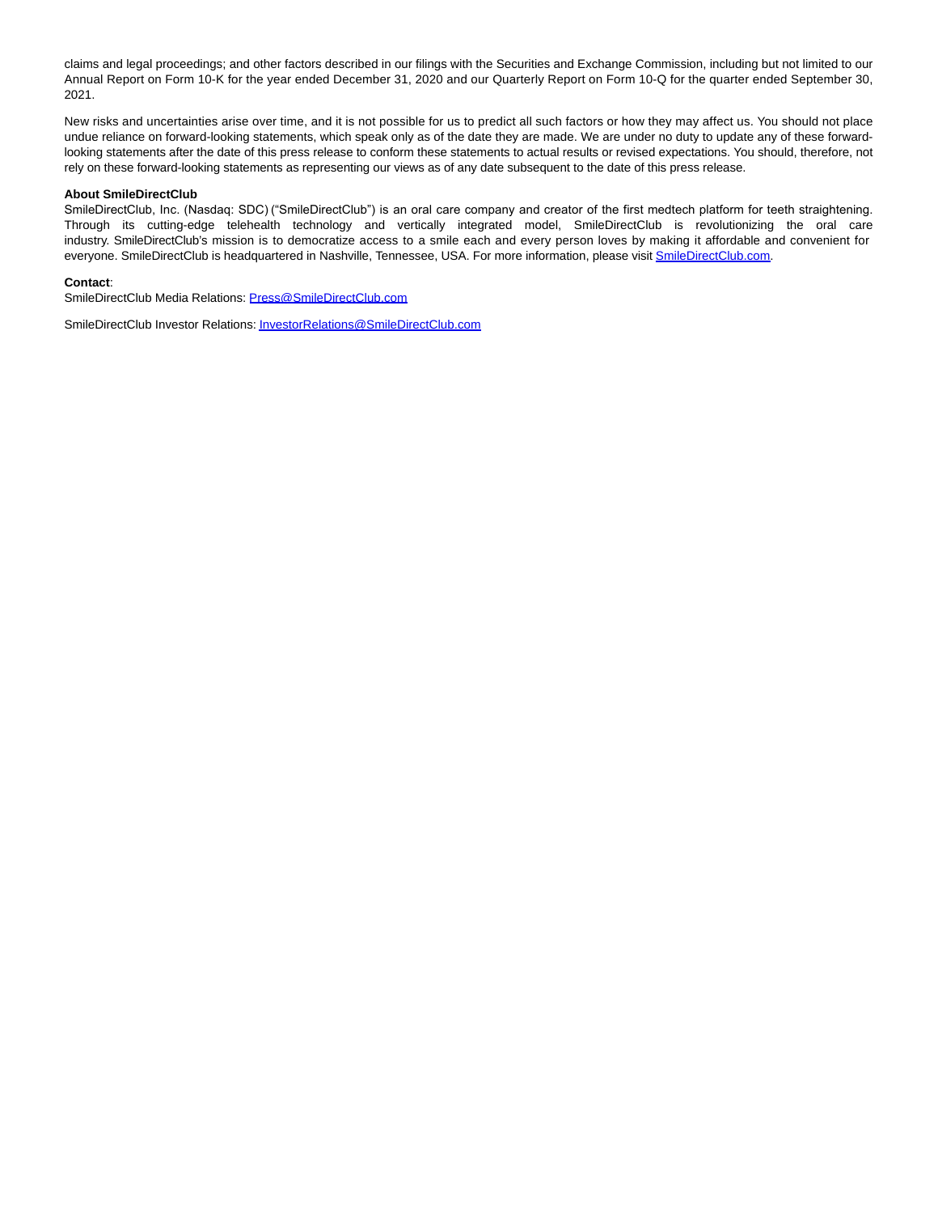claims and legal proceedings; and other factors described in our filings with the Securities and Exchange Commission, including but not limited to our Annual Report on Form 10-K for the year ended December 31, 2020 and our Quarterly Report on Form 10-Q for the quarter ended September 30, 2021.

New risks and uncertainties arise over time, and it is not possible for us to predict all such factors or how they may affect us. You should not place undue reliance on forward-looking statements, which speak only as of the date they are made. We are under no duty to update any of these forward-looking statements after the date of this press release to conform these statements to actual results or revised expectations. You should, therefore, not rely on these forward-looking statements as representing our views as of any date subsequent to the date of this press release.

**About SmileDirectClub**
SmileDirectClub, Inc. (Nasdaq: SDC) ("SmileDirectClub") is an oral care company and creator of the first medtech platform for teeth straightening. Through its cutting-edge telehealth technology and vertically integrated model, SmileDirectClub is revolutionizing the oral care industry. SmileDirectClub's mission is to democratize access to a smile each and every person loves by making it affordable and convenient for everyone. SmileDirectClub is headquartered in Nashville, Tennessee, USA. For more information, please visit SmileDirectClub.com.

**Contact**:
SmileDirectClub Media Relations: Press@SmileDirectClub.com

SmileDirectClub Investor Relations: InvestorRelations@SmileDirectClub.com